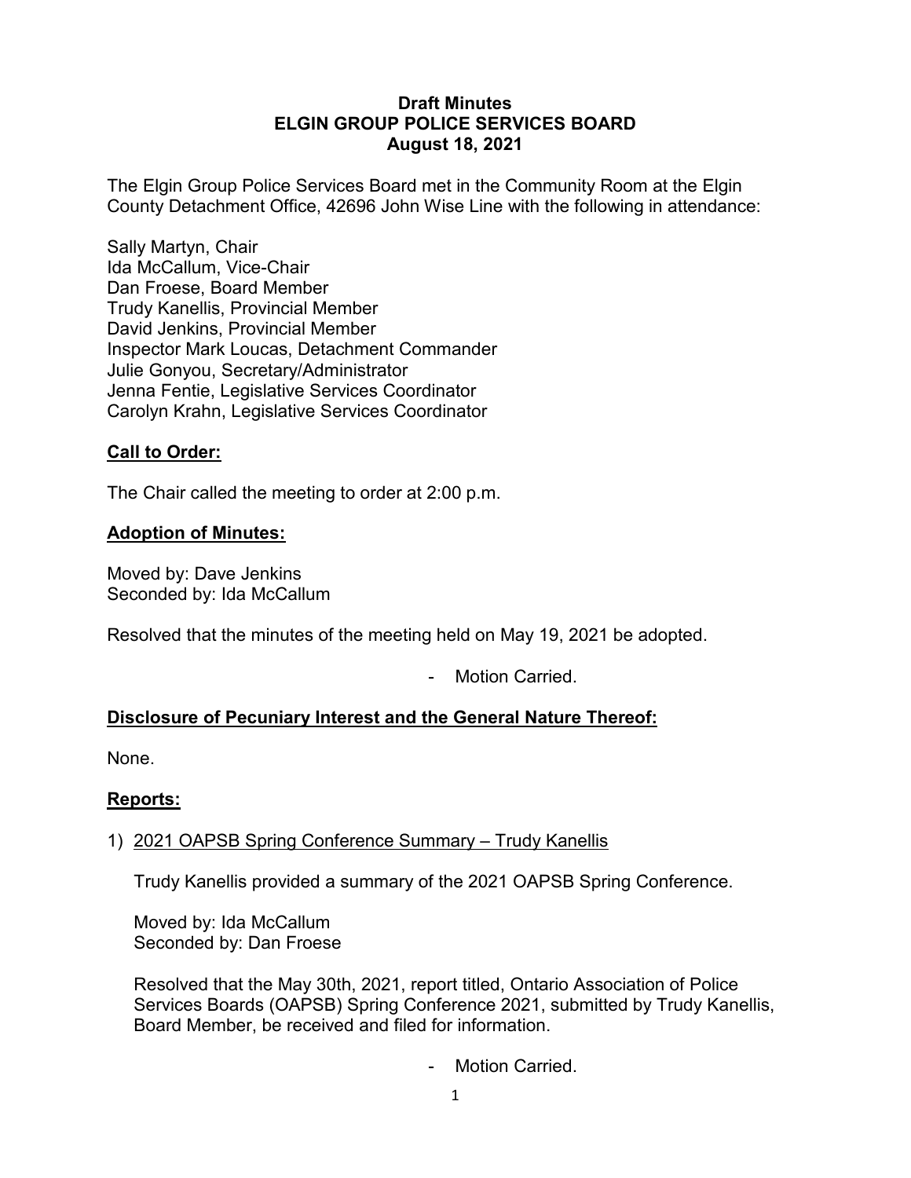# Draft Minutes
# ELGIN GROUP POLICE SERVICES BOARD
# August 18, 2021

The Elgin Group Police Services Board met in the Community Room at the Elgin County Detachment Office, 42696 John Wise Line with the following in attendance:

Sally Martyn, Chair
Ida McCallum, Vice-Chair
Dan Froese, Board Member
Trudy Kanellis, Provincial Member
David Jenkins, Provincial Member
Inspector Mark Loucas, Detachment Commander
Julie Gonyou, Secretary/Administrator
Jenna Fentie, Legislative Services Coordinator
Carolyn Krahn, Legislative Services Coordinator

## Call to Order:

The Chair called the meeting to order at 2:00 p.m.

## Adoption of Minutes:

Moved by: Dave Jenkins
Seconded by: Ida McCallum

Resolved that the minutes of the meeting held on May 19, 2021 be adopted.

- Motion Carried.

## Disclosure of Pecuniary Interest and the General Nature Thereof:

None.

## Reports:

1) 2021 OAPSB Spring Conference Summary – Trudy Kanellis

   Trudy Kanellis provided a summary of the 2021 OAPSB Spring Conference.

   Moved by: Ida McCallum
   Seconded by: Dan Froese

   Resolved that the May 30th, 2021, report titled, Ontario Association of Police Services Boards (OAPSB) Spring Conference 2021, submitted by Trudy Kanellis, Board Member, be received and filed for information.

   - Motion Carried.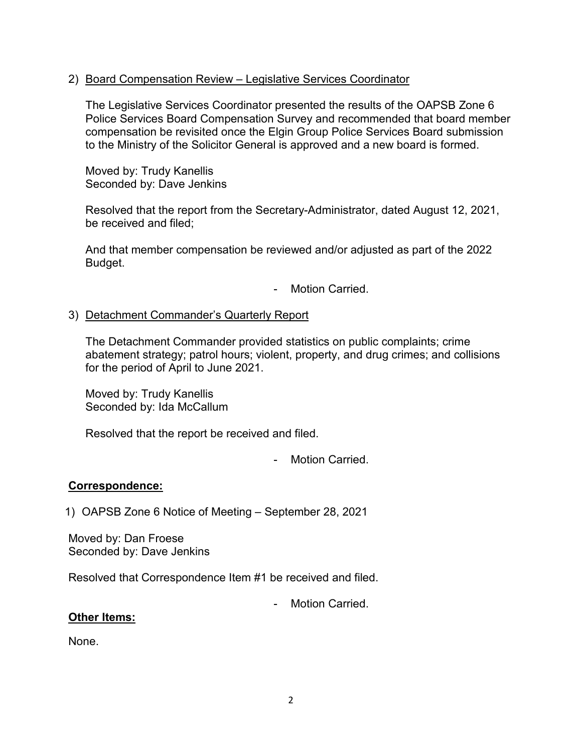2) <u>Board Compensation Review – Legislative Services Coordinator</u>

The Legislative Services Coordinator presented the results of the OAPSB Zone 6 Police Services Board Compensation Survey and recommended that board member compensation be revisited once the Elgin Group Police Services Board submission to the Ministry of the Solicitor General is approved and a new board is formed.

Moved by: Trudy Kanellis
Seconded by: Dave Jenkins

Resolved that the report from the Secretary-Administrator, dated August 12, 2021, be received and filed;

And that member compensation be reviewed and/or adjusted as part of the 2022 Budget.

- Motion Carried.

3) <u>Detachment Commander's Quarterly Report</u>

The Detachment Commander provided statistics on public complaints; crime abatement strategy; patrol hours; violent, property, and drug crimes; and collisions for the period of April to June 2021.

Moved by: Trudy Kanellis
Seconded by: Ida McCallum

Resolved that the report be received and filed.

- Motion Carried.

**Correspondence:**

1) OAPSB Zone 6 Notice of Meeting – September 28, 2021

Moved by: Dan Froese
Seconded by: Dave Jenkins

Resolved that Correspondence Item #1 be received and filed.

- Motion Carried.

**Other Items:**

None.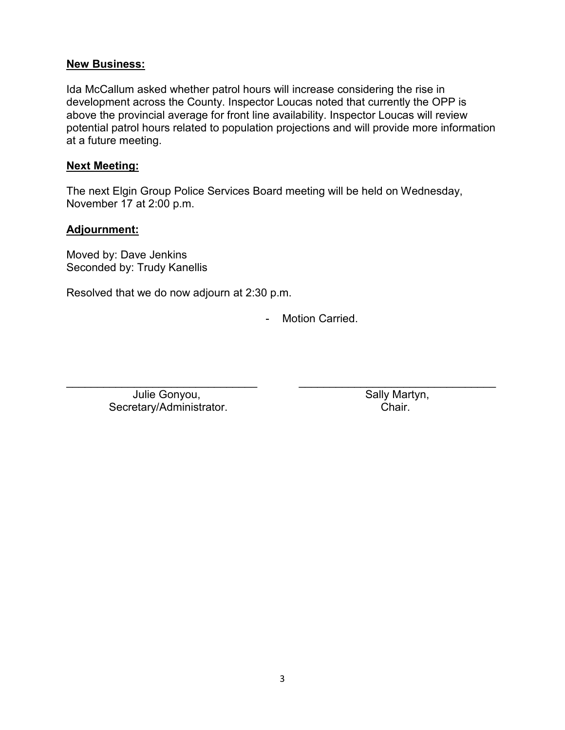**New Business:**

Ida McCallum asked whether patrol hours will increase considering the rise in development across the County. Inspector Loucas noted that currently the OPP is above the provincial average for front line availability. Inspector Loucas will review potential patrol hours related to population projections and will provide more information at a future meeting.

**Next Meeting:**

The next Elgin Group Police Services Board meeting will be held on Wednesday, November 17 at 2:00 p.m.

**Adjournment:**

Moved by: Dave Jenkins
Seconded by: Trudy Kanellis

Resolved that we do now adjourn at 2:30 p.m.

- Motion Carried.

_______________________________
Julie Gonyou,
Secretary/Administrator.

_______________________________
Sally Martyn,
Chair.